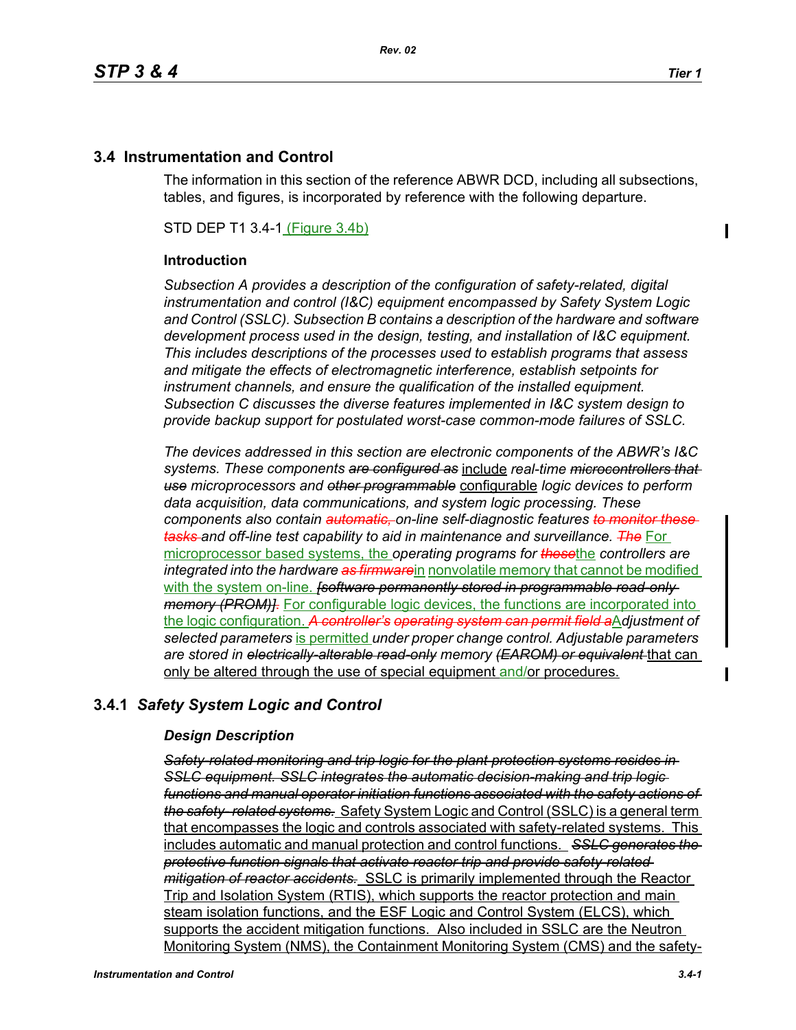## 3.4 Instrumentation and Control

The information in this section of the reference ABWR DCD, including all subsections, tables, and figures, is incorporated by reference with the following departure.

STD DEP T1 3.4-1 (Figure 3.4b)

### Introduction

*Subsection A provides a description of the configuration of safety-related, digital instrumentation and control (I&C) equipment encompassed by Safety System Logic and Control (SSLC). Subsection B contains a description of the hardware and software development process used in the design, testing, and installation of I&C equipment. This includes descriptions of the processes used to establish programs that assess and mitigate the effects of electromagnetic interference, establish setpoints for instrument channels, and ensure the qualification of the installed equipment. Subsection C discusses the diverse features implemented in I&C system design to provide backup support for postulated worst-case common-mode failures of SSLC.*

*The devices addressed in this section are electronic components of the ABWR's I&C systems. These components ~~are configured as~~* include *real-time ~~microcontrollers that use~~ microprocessors and ~~other programmable~~* configurable *logic devices to perform data acquisition, data communications, and system logic processing. These components also contain ~~automatic,~~ on-line self-diagnostic features ~~to monitor these tasks~~ and off-line test capability to aid in maintenance and surveillance. ~~The~~* For microprocessor based systems, the *operating programs for ~~these~~*the *controllers are integrated into the hardware ~~as firmware~~*in nonvolatile memory that cannot be modified with the system on-line. *~~[software permanently stored in programmable read-only memory (PROM)].~~* For configurable logic devices, the functions are incorporated into the logic configuration. *~~A controller's operating system can permit field a~~*A*djustment of selected parameters* is permitted *under proper change control. Adjustable parameters are stored in ~~electrically-alterable read-only~~ memory ~~(EAROM) or equivalent~~* that can only be altered through the use of special equipment and/or procedures.

## 3.4.1 *Safety System Logic and Control*

### *Design Description*

*~~Safety-related monitoring and trip logic for the plant protection systems resides in SSLC equipment. SSLC integrates the automatic decision-making and trip logic functions and manual operator initiation functions associated with the safety actions of the safety- related systems.~~* Safety System Logic and Control (SSLC) is a general term that encompasses the logic and controls associated with safety-related systems. This includes automatic and manual protection and control functions. *~~SSLC generates the protective function signals that activate reactor trip and provide safety-related mitigation of reactor accidents.~~* SSLC is primarily implemented through the Reactor Trip and Isolation System (RTIS), which supports the reactor protection and main steam isolation functions, and the ESF Logic and Control System (ELCS), which supports the accident mitigation functions. Also included in SSLC are the Neutron Monitoring System (NMS), the Containment Monitoring System (CMS) and the safety-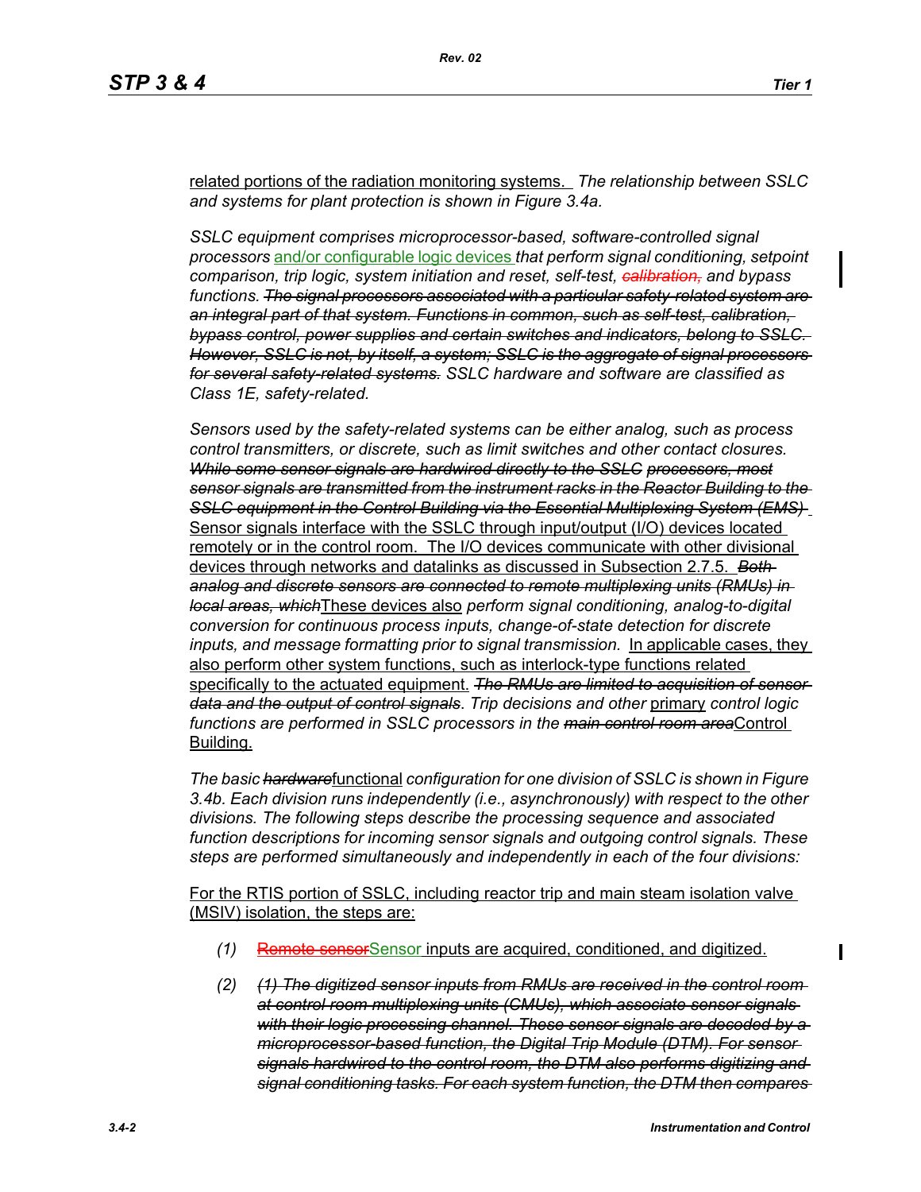related portions of the radiation monitoring systems. *The relationship between SSLC and systems for plant protection is shown in Figure 3.4a.*

*SSLC equipment comprises microprocessor-based, software-controlled signal processors* and/or configurable logic devices *that perform signal conditioning, setpoint comparison, trip logic, system initiation and reset, self-test,* ~~*calibration,*~~ *and bypass functions.* ~~*The signal processors associated with a particular safety-related system are an integral part of that system. Functions in common, such as self-test, calibration, bypass control, power supplies and certain switches and indicators, belong to SSLC. However, SSLC is not, by itself, a system; SSLC is the aggregate of signal processors for several safety-related systems.*~~ *SSLC hardware and software are classified as Class 1E, safety-related.*

*Sensors used by the safety-related systems can be either analog, such as process control transmitters, or discrete, such as limit switches and other contact closures.* ~~*While some sensor signals are hardwired directly to the SSLC processors, most sensor signals are transmitted from the instrument racks in the Reactor Building to the SSLC equipment in the Control Building via the Essential Multiplexing System (EMS)*~~ Sensor signals interface with the SSLC through input/output (I/O) devices located remotely or in the control room. The I/O devices communicate with other divisional devices through networks and datalinks as discussed in Subsection 2.7.5. ~~*Both analog and discrete sensors are connected to remote multiplexing units (RMUs) in local areas, which*~~These devices also *perform signal conditioning, analog-to-digital conversion for continuous process inputs, change-of-state detection for discrete inputs, and message formatting prior to signal transmission.* In applicable cases, they also perform other system functions, such as interlock-type functions related specifically to the actuated equipment. ~~*The RMUs are limited to acquisition of sensor data and the output of control signals*~~*. Trip decisions and other* primary *control logic functions are performed in SSLC processors in the* ~~*main control room area*~~Control Building.

*The basic* ~~*hardware*~~functional *configuration for one division of SSLC is shown in Figure 3.4b. Each division runs independently (i.e., asynchronously) with respect to the other divisions. The following steps describe the processing sequence and associated function descriptions for incoming sensor signals and outgoing control signals. These steps are performed simultaneously and independently in each of the four divisions:*

For the RTIS portion of SSLC, including reactor trip and main steam isolation valve (MSIV) isolation, the steps are:

*(1)* ~~Remote sensor~~Sensor inputs are acquired, conditioned, and digitized.

*(2)* ~~*(1) The digitized sensor inputs from RMUs are received in the control room at control room multiplexing units (CMUs), which associate sensor signals with their logic processing channel. These sensor signals are decoded by a microprocessor-based function, the Digital Trip Module (DTM). For sensor signals hardwired to the control room, the DTM also performs digitizing and signal conditioning tasks. For each system function, the DTM then compares*~~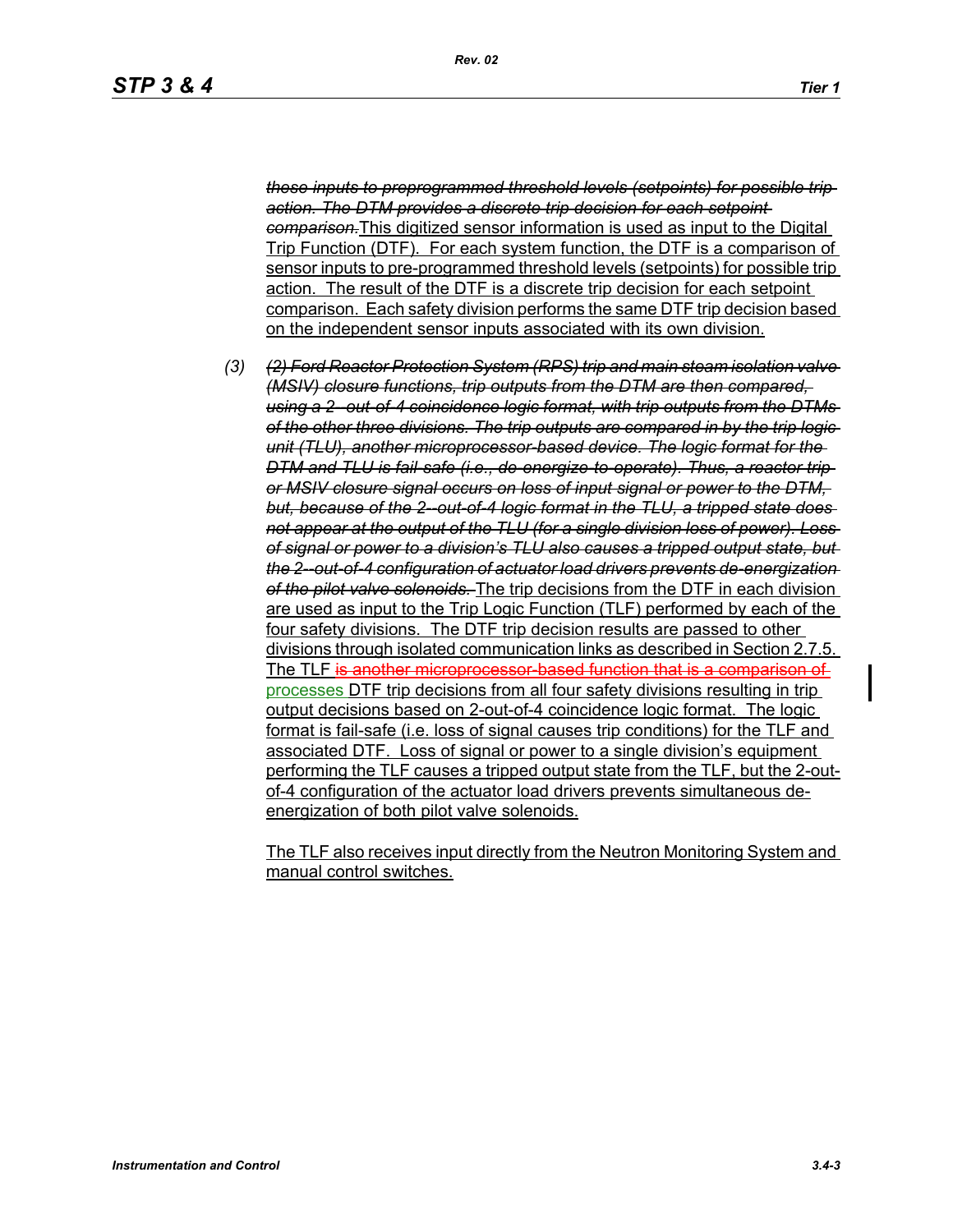~~*those inputs to preprogrammed threshold levels (setpoints) for possible trip action. The DTM provides a discrete trip decision for each setpoint comparison.*~~This digitized sensor information is used as input to the Digital Trip Function (DTF). For each system function, the DTF is a comparison of sensor inputs to pre-programmed threshold levels (setpoints) for possible trip action. The result of the DTF is a discrete trip decision for each setpoint comparison. Each safety division performs the same DTF trip decision based on the independent sensor inputs associated with its own division.

*(3)* ~~*(2) Ford Reactor Protection System (RPS) trip and main steam isolation valve (MSIV) closure functions, trip outputs from the DTM are then compared, using a 2--out-of-4 coincidence logic format, with trip outputs from the DTMs of the other three divisions. The trip outputs are compared in by the trip logic unit (TLU), another microprocessor-based device. The logic format for the DTM and TLU is fail-safe (i.e., de-energize-to-operate). Thus, a reactor trip or MSIV closure signal occurs on loss of input signal or power to the DTM, but, because of the 2--out-of-4 logic format in the TLU, a tripped state does not appear at the output of the TLU (for a single division loss of power). Loss of signal or power to a division's TLU also causes a tripped output state, but the 2--out-of-4 configuration of actuator load drivers prevents de-energization of the pilot valve solenoids.*~~ The trip decisions from the DTF in each division are used as input to the Trip Logic Function (TLF) performed by each of the four safety divisions. The DTF trip decision results are passed to other divisions through isolated communication links as described in Section 2.7.5. The TLF ~~is another microprocessor-based function that is a comparison of~~ processes DTF trip decisions from all four safety divisions resulting in trip output decisions based on 2-out-of-4 coincidence logic format. The logic format is fail-safe (i.e. loss of signal causes trip conditions) for the TLF and associated DTF. Loss of signal or power to a single division's equipment performing the TLF causes a tripped output state from the TLF, but the 2-out-of-4 configuration of the actuator load drivers prevents simultaneous de-energization of both pilot valve solenoids.

The TLF also receives input directly from the Neutron Monitoring System and manual control switches.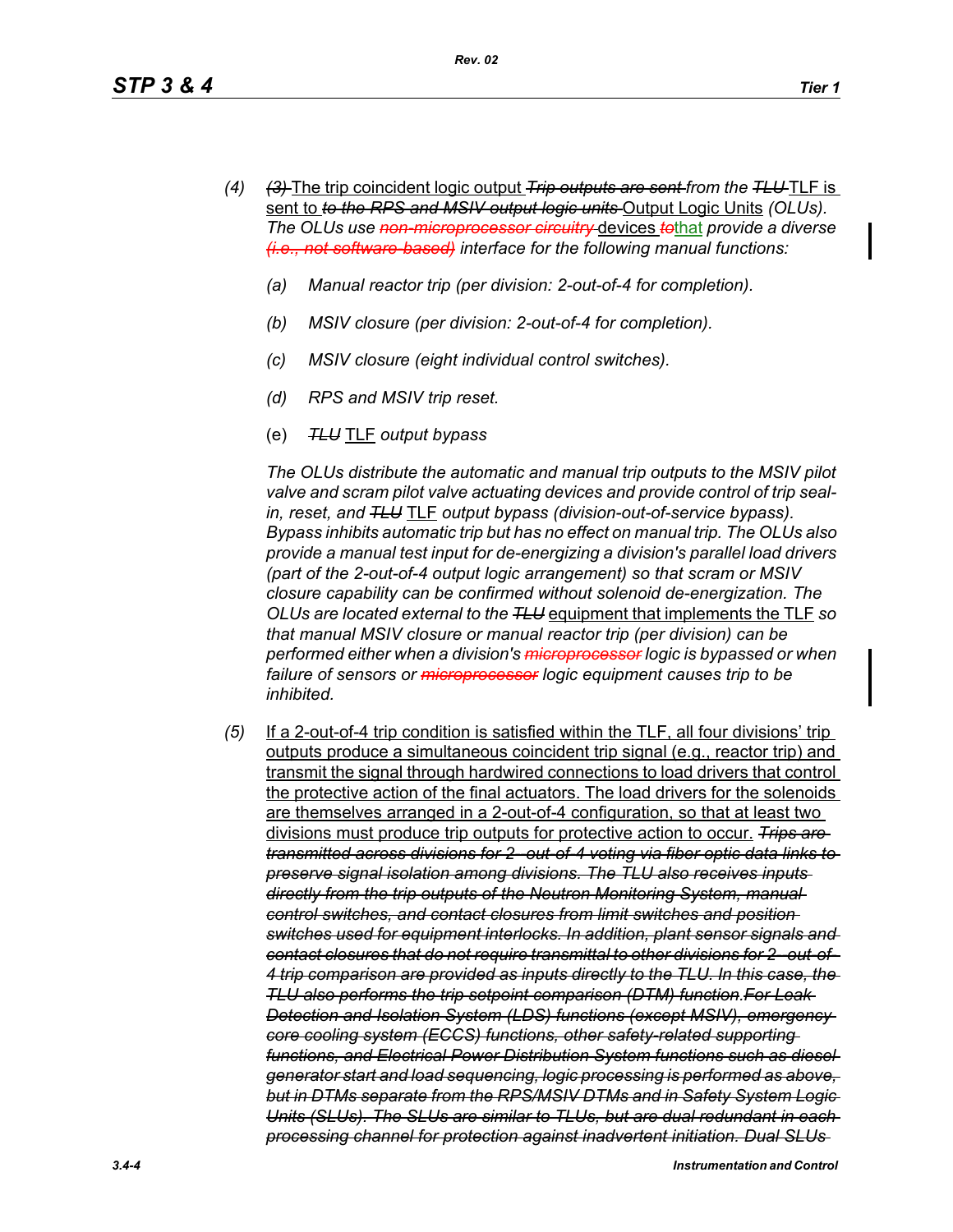*(4)* ~~*(3)*~~ The trip coincident logic output ~~*Trip outputs are sent*~~ *from the* ~~*TLU*~~ TLF is sent to ~~*to the RPS and MSIV output logic units*~~ Output Logic Units *(OLUs). The OLUs use* ~~*non-microprocessor circuitry*~~ devices ~~to~~that *provide a diverse* ~~*(i.e., not software-based)*~~ *interface for the following manual functions:*

*(a) Manual reactor trip (per division: 2-out-of-4 for completion).*

*(b) MSIV closure (per division: 2-out-of-4 for completion).*

*(c) MSIV closure (eight individual control switches).*

*(d) RPS and MSIV trip reset.*

(e) ~~*TLU*~~ TLF *output bypass*

*The OLUs distribute the automatic and manual trip outputs to the MSIV pilot valve and scram pilot valve actuating devices and provide control of trip seal-in, reset, and* ~~*TLU*~~ TLF *output bypass (division-out-of-service bypass). Bypass inhibits automatic trip but has no effect on manual trip. The OLUs also provide a manual test input for de-energizing a division's parallel load drivers (part of the 2-out-of-4 output logic arrangement) so that scram or MSIV closure capability can be confirmed without solenoid de-energization. The OLUs are located external to the* ~~*TLU*~~ equipment that implements the TLF *so that manual MSIV closure or manual reactor trip (per division) can be performed either when a division's* ~~*microprocessor*~~ *logic is bypassed or when failure of sensors or* ~~*microprocessor*~~ *logic equipment causes trip to be inhibited.*

*(5)* If a 2-out-of-4 trip condition is satisfied within the TLF, all four divisions' trip outputs produce a simultaneous coincident trip signal (e.g., reactor trip) and transmit the signal through hardwired connections to load drivers that control the protective action of the final actuators. The load drivers for the solenoids are themselves arranged in a 2-out-of-4 configuration, so that at least two divisions must produce trip outputs for protective action to occur. ~~*Trips are transmitted across divisions for 2- out-of-4 voting via fiber optic data links to preserve signal isolation among divisions. The TLU also receives inputs directly from the trip outputs of the Neutron Monitoring System, manual control switches, and contact closures from limit switches and position switches used for equipment interlocks. In addition, plant sensor signals and contact closures that do not require transmittal to other divisions for 2 -out-of-4 trip comparison are provided as inputs directly to the TLU. In this case, the TLU also performs the trip setpoint comparison (DTM) function.For Leak Detection and Isolation System (LDS) functions (except MSIV), emergency core cooling system (ECCS) functions, other safety-related supporting functions, and Electrical Power Distribution System functions such as diesel generator start and load sequencing, logic processing is performed as above, but in DTMs separate from the RPS/MSIV DTMs and in Safety System Logic Units (SLUs). The SLUs are similar to TLUs, but are dual redundant in each processing channel for protection against inadvertent initiation. Dual SLUs*~~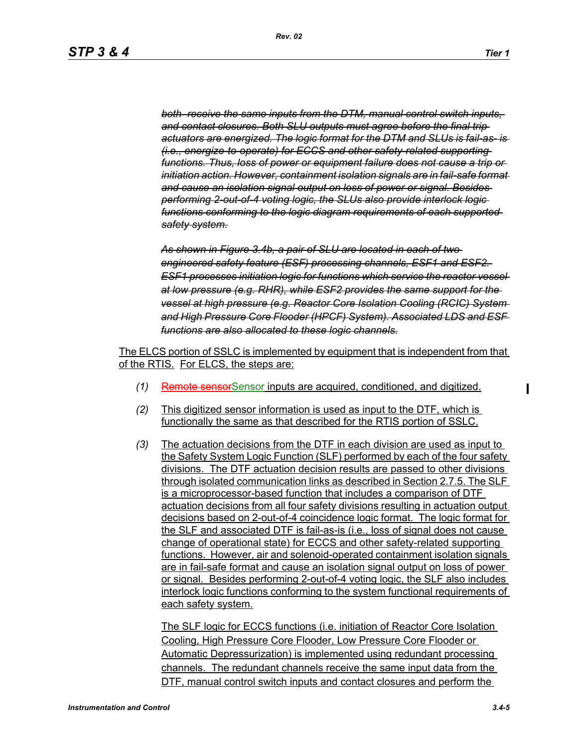~~*both receive the same inputs from the DTM, manual control switch inputs, and contact closures. Both SLU outputs must agree before the final trip actuators are energized. The logic format for the DTM and SLUs is fail-as- is (i.e., energize-to-operate) for ECCS and other safety-related supporting functions. Thus, loss of power or equipment failure does not cause a trip or initiation action. However, containment isolation signals are in fail-safe format and cause an isolation signal output on loss of power or signal. Besides performing 2-out-of-4 voting logic, the SLUs also provide interlock logic functions conforming to the logic diagram requirements of each supported safety system.*~~

~~*As shown in Figure 3.4b, a pair of SLU are located in each of two engineered safety feature (ESF) processing channels, ESF1 and ESF2. ESF1 processes initiation logic for functions which service the reactor vessel at low pressure (e.g. RHR), while ESF2 provides the same support for the vessel at high pressure (e.g. Reactor Core Isolation Cooling (RCIC) System and High Pressure Core Flooder (HPCF) System). Associated LDS and ESF functions are also allocated to these logic channels.*~~

The ELCS portion of SSLC is implemented by equipment that is independent from that of the RTIS. For ELCS, the steps are:

*(1)* ~~Remote sensor~~Sensor inputs are acquired, conditioned, and digitized.

*(2)* This digitized sensor information is used as input to the DTF, which is functionally the same as that described for the RTIS portion of SSLC.

*(3)* The actuation decisions from the DTF in each division are used as input to the Safety System Logic Function (SLF) performed by each of the four safety divisions. The DTF actuation decision results are passed to other divisions through isolated communication links as described in Section 2.7.5. The SLF is a microprocessor-based function that includes a comparison of DTF actuation decisions from all four safety divisions resulting in actuation output decisions based on 2-out-of-4 coincidence logic format. The logic format for the SLF and associated DTF is fail-as-is (i.e., loss of signal does not cause change of operational state) for ECCS and other safety-related supporting functions. However, air and solenoid-operated containment isolation signals are in fail-safe format and cause an isolation signal output on loss of power or signal. Besides performing 2-out-of-4 voting logic, the SLF also includes interlock logic functions conforming to the system functional requirements of each safety system.

The SLF logic for ECCS functions (i.e. initiation of Reactor Core Isolation Cooling, High Pressure Core Flooder, Low Pressure Core Flooder or Automatic Depressurization) is implemented using redundant processing channels. The redundant channels receive the same input data from the DTF, manual control switch inputs and contact closures and perform the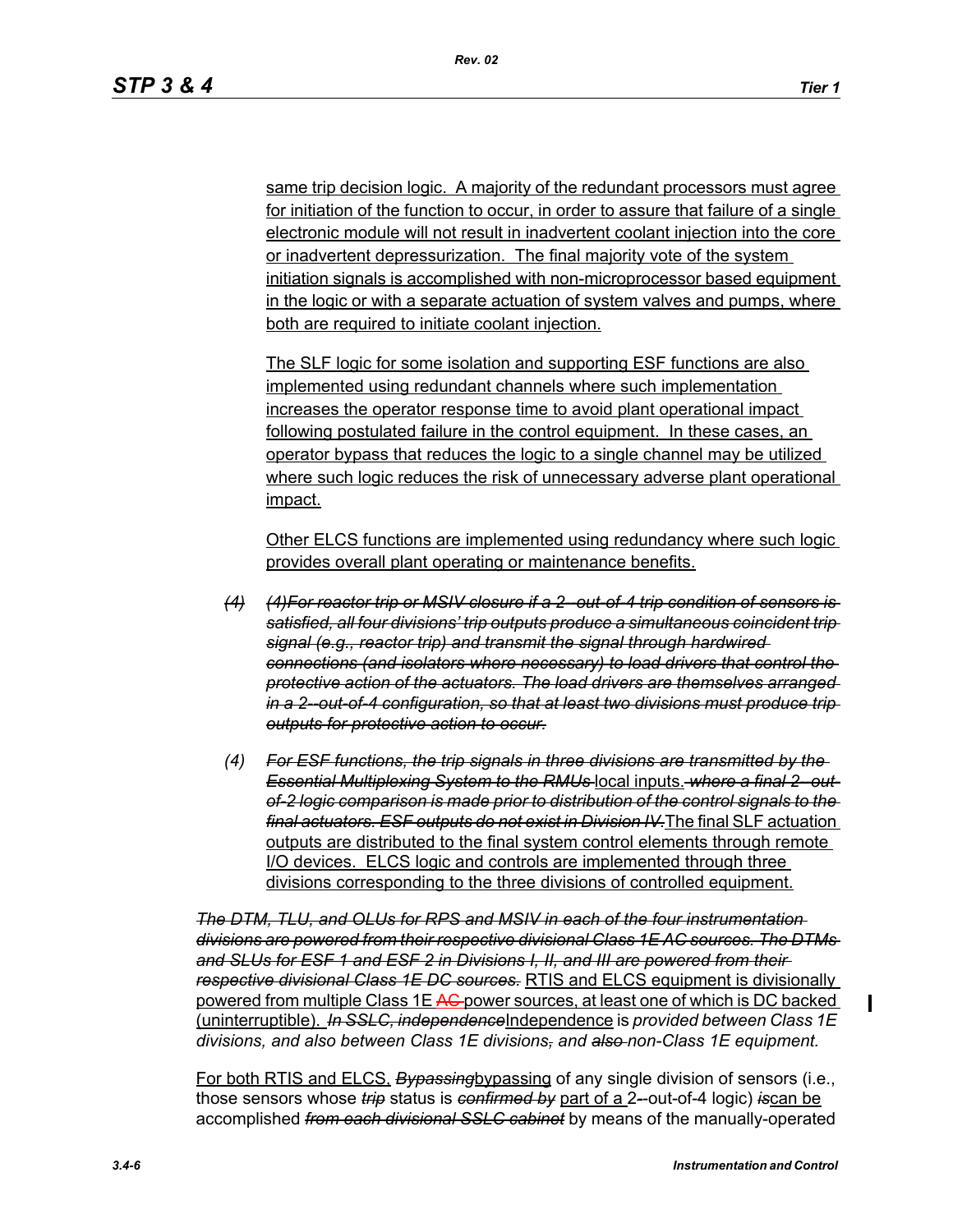same trip decision logic. A majority of the redundant processors must agree for initiation of the function to occur, in order to assure that failure of a single electronic module will not result in inadvertent coolant injection into the core or inadvertent depressurization. The final majority vote of the system initiation signals is accomplished with non-microprocessor based equipment in the logic or with a separate actuation of system valves and pumps, where both are required to initiate coolant injection.

The SLF logic for some isolation and supporting ESF functions are also implemented using redundant channels where such implementation increases the operator response time to avoid plant operational impact following postulated failure in the control equipment. In these cases, an operator bypass that reduces the logic to a single channel may be utilized where such logic reduces the risk of unnecessary adverse plant operational impact.

Other ELCS functions are implemented using redundancy where such logic provides overall plant operating or maintenance benefits.

(4) *~~(4)For reactor trip or MSIV closure if a 2--out-of-4 trip condition of sensors is satisfied, all four divisions' trip outputs produce a simultaneous coincident trip signal (e.g., reactor trip) and transmit the signal through hardwired connections (and isolators where necessary) to load drivers that control the protective action of the actuators. The load drivers are themselves arranged in a 2--out-of-4 configuration, so that at least two divisions must produce trip outputs for protective action to occur.~~*

(4) *~~For ESF functions, the trip signals in three divisions are transmitted by the Essential Multiplexing System to the RMUs~~* local inputs. *~~where a final 2--out-of-2 logic comparison is made prior to distribution of the control signals to the final actuators. ESF outputs do not exist in Division IV.~~* The final SLF actuation outputs are distributed to the final system control elements through remote I/O devices. ELCS logic and controls are implemented through three divisions corresponding to the three divisions of controlled equipment.

*~~The DTM, TLU, and OLUs for RPS and MSIV in each of the four instrumentation divisions are powered from their respective divisional Class 1E AC sources. The DTMs and SLUs for ESF 1 and ESF 2 in Divisions I, II, and III are powered from their respective divisional Class 1E DC sources.~~* RTIS and ELCS equipment is divisionally powered from multiple Class 1E ~~AC~~ power sources, at least one of which is DC backed (uninterruptible). *~~In SSLC, independence~~* Independence is *provided between Class 1E divisions, and also between Class 1E divisions~~,~~ and ~~also~~ non-Class 1E equipment.*

For both RTIS and ELCS, *~~Bypassing~~* bypassing of any single division of sensors (i.e., those sensors whose *~~trip~~* status is *~~confirmed by~~* part of a 2--out-of-4 logic) *~~is~~* can be accomplished *~~from each divisional SSLC cabinet~~* by means of the manually-operated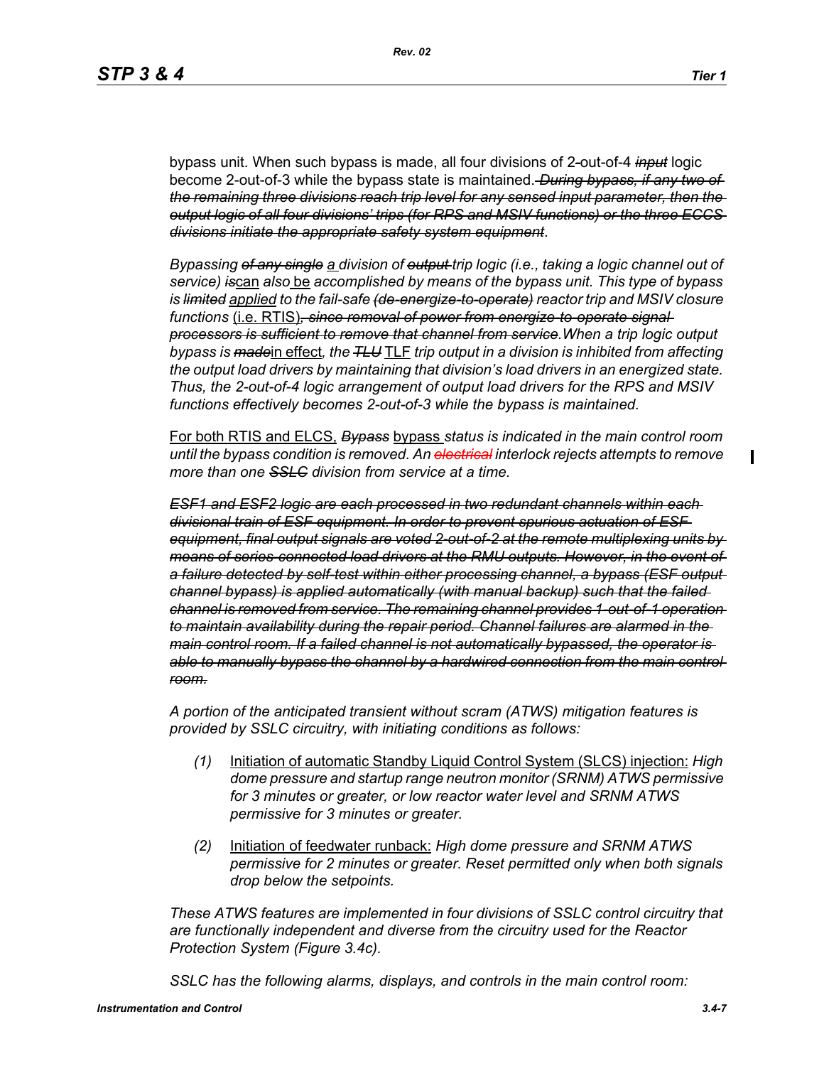bypass unit. When such bypass is made, all four divisions of 2-out-of-4 ~~*input*~~ logic become 2-out-of-3 while the bypass state is maintained. ~~*During bypass, if any two of the remaining three divisions reach trip level for any sensed input parameter, then the output logic of all four divisions' trips (for RPS and MSIV functions) or the three ECCS divisions initiate the appropriate safety system equipment*~~.

*Bypassing ~~of any single~~ a division of ~~output~~ trip logic (i.e., taking a logic channel out of service) ~~is~~*can *also* be *accomplished by means of the bypass unit. This type of bypass is ~~limited~~* applied *to the fail-safe ~~(de-energize-to-operate)~~ reactor trip and MSIV closure functions* (i.e. RTIS)*~~, since removal of power from energize-to-operate signal processors is sufficient to remove that channel from service~~. When a trip logic output bypass is ~~made~~*in effect*, the ~~TLU~~* TLF *trip output in a division is inhibited from affecting the output load drivers by maintaining that division's load drivers in an energized state. Thus, the 2-out-of-4 logic arrangement of output load drivers for the RPS and MSIV functions effectively becomes 2-out-of-3 while the bypass is maintained.*

For both RTIS and ELCS, *~~Bypass~~* bypass *status is indicated in the main control room until the bypass condition is removed. An ~~electrical~~ interlock rejects attempts to remove more than one ~~SSLC~~ division from service at a time.*

*~~ESF1 and ESF2 logic are each processed in two redundant channels within each divisional train of ESF equipment. In order to prevent spurious actuation of ESF equipment, final output signals are voted 2-out-of-2 at the remote multiplexing units by means of series-connected load drivers at the RMU outputs. However, in the event of a failure detected by self-test within either processing channel, a bypass (ESF output channel bypass) is applied automatically (with manual backup) such that the failed channel is removed from service. The remaining channel provides 1-out-of-1 operation to maintain availability during the repair period. Channel failures are alarmed in the main control room. If a failed channel is not automatically bypassed, the operator is able to manually bypass the channel by a hardwired connection from the main control room.~~*

*A portion of the anticipated transient without scram (ATWS) mitigation features is provided by SSLC circuitry, with initiating conditions as follows:*

*(1)* Initiation of automatic Standby Liquid Control System (SLCS) injection: *High dome pressure and startup range neutron monitor (SRNM) ATWS permissive for 3 minutes or greater, or low reactor water level and SRNM ATWS permissive for 3 minutes or greater.*

*(2)* Initiation of feedwater runback: *High dome pressure and SRNM ATWS permissive for 2 minutes or greater. Reset permitted only when both signals drop below the setpoints.*

*These ATWS features are implemented in four divisions of SSLC control circuitry that are functionally independent and diverse from the circuitry used for the Reactor Protection System (Figure 3.4c).*

*SSLC has the following alarms, displays, and controls in the main control room:*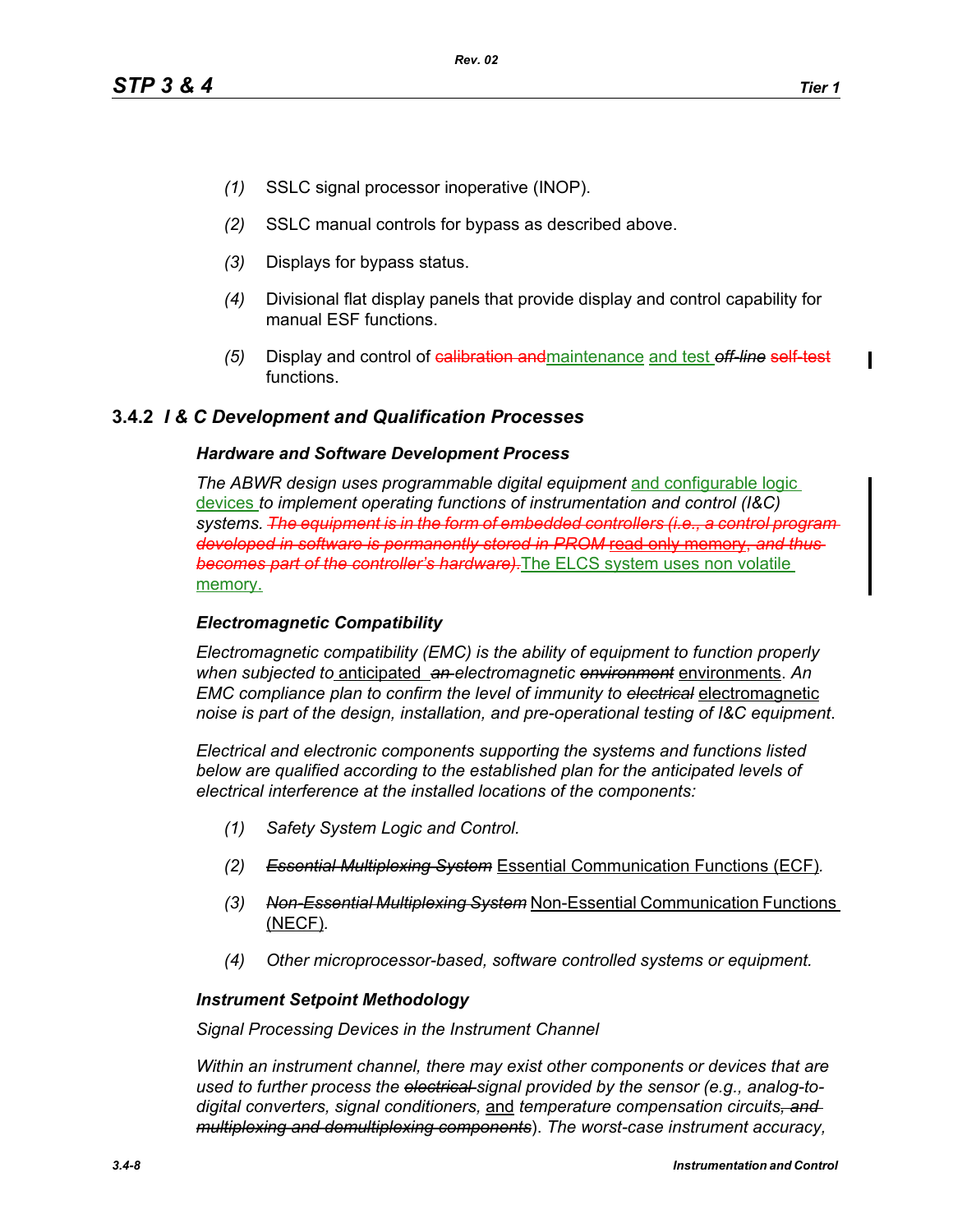*(1)* SSLC signal processor inoperative (INOP).

*(2)* SSLC manual controls for bypass as described above.

*(3)* Displays for bypass status.

*(4)* Divisional flat display panels that provide display and control capability for manual ESF functions.

*(5)* Display and control of ~~calibration and~~maintenance and test ~~*off-line*~~ ~~self-test~~ functions.

### 3.4.2 *I & C Development and Qualification Processes*

#### *Hardware and Software Development Process*

*The ABWR design uses programmable digital equipment* and configurable logic devices *to implement operating functions of instrumentation and control (I&C) systems.* ~~*The equipment is in the form of embedded controllers (i.e., a control program developed in software is permanently stored in PROM* read-only memory, *and thus becomes part of the controller's hardware).*~~The ELCS system uses non volatile memory.

#### *Electromagnetic Compatibility*

*Electromagnetic compatibility (EMC) is the ability of equipment to function properly when subjected to* anticipated ~~*an*~~ *electromagnetic* ~~*environment*~~ environments*. An EMC compliance plan to confirm the level of immunity to* ~~*electrical*~~ electromagnetic *noise is part of the design, installation, and pre-operational testing of I&C equipment*.

*Electrical and electronic components supporting the systems and functions listed below are qualified according to the established plan for the anticipated levels of electrical interference at the installed locations of the components:*

*(1)* *Safety System Logic and Control.*

*(2)* ~~*Essential Multiplexing System*~~ Essential Communication Functions (ECF)*.*

*(3)* ~~*Non-Essential Multiplexing System*~~ Non-Essential Communication Functions (NECF)*.*

*(4)* *Other microprocessor-based, software controlled systems or equipment.*

#### *Instrument Setpoint Methodology*

*Signal Processing Devices in the Instrument Channel*

*Within an instrument channel, there may exist other components or devices that are used to further process the* ~~*electrical*~~ *signal provided by the sensor (e.g., analog-to-digital converters, signal conditioners,* and *temperature compensation circuits*~~*, and multiplexing and demultiplexing components*~~*). The worst-case instrument accuracy,*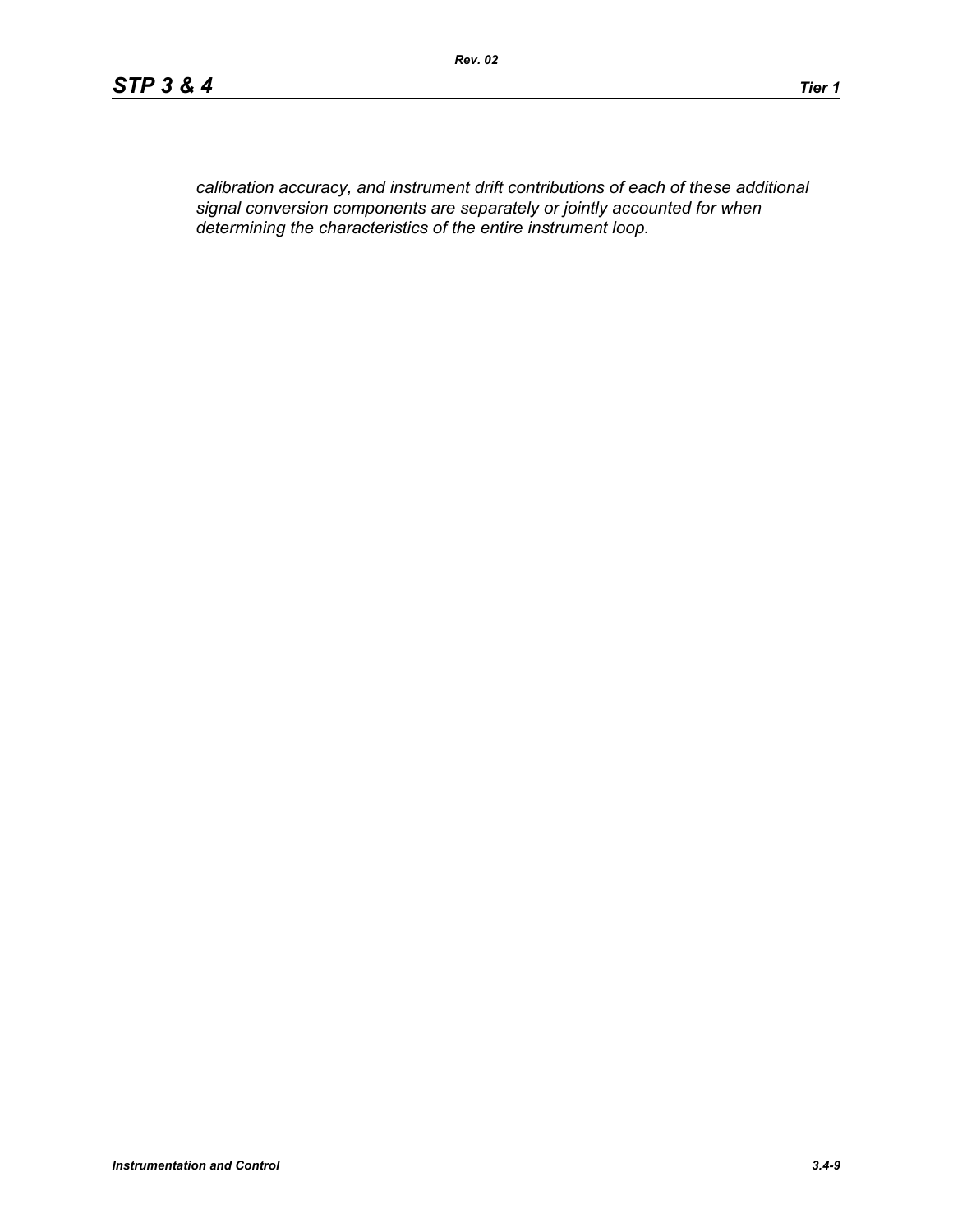*calibration accuracy, and instrument drift contributions of each of these additional signal conversion components are separately or jointly accounted for when determining the characteristics of the entire instrument loop.*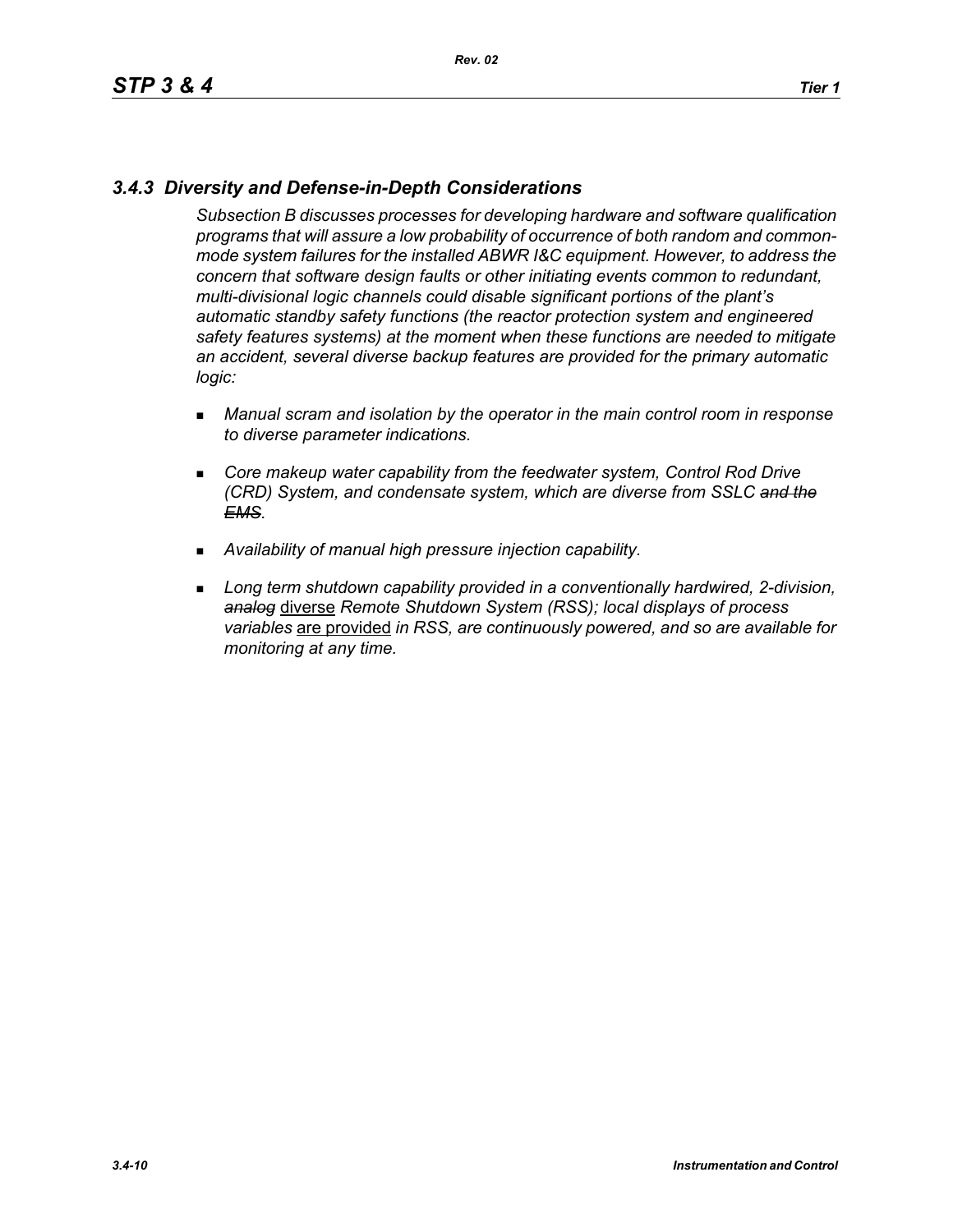### *3.4.3 Diversity and Defense-in-Depth Considerations*

*Subsection B discusses processes for developing hardware and software qualification programs that will assure a low probability of occurrence of both random and common-mode system failures for the installed ABWR I&C equipment. However, to address the concern that software design faults or other initiating events common to redundant, multi-divisional logic channels could disable significant portions of the plant's automatic standby safety functions (the reactor protection system and engineered safety features systems) at the moment when these functions are needed to mitigate an accident, several diverse backup features are provided for the primary automatic logic:*

- *Manual scram and isolation by the operator in the main control room in response to diverse parameter indications.*
- *Core makeup water capability from the feedwater system, Control Rod Drive (CRD) System, and condensate system, which are diverse from SSLC ~~and the EMS~~.*
- *Availability of manual high pressure injection capability.*
- *Long term shutdown capability provided in a conventionally hardwired, 2-division, ~~analog~~* diverse *Remote Shutdown System (RSS); local displays of process variables* are provided *in RSS, are continuously powered, and so are available for monitoring at any time.*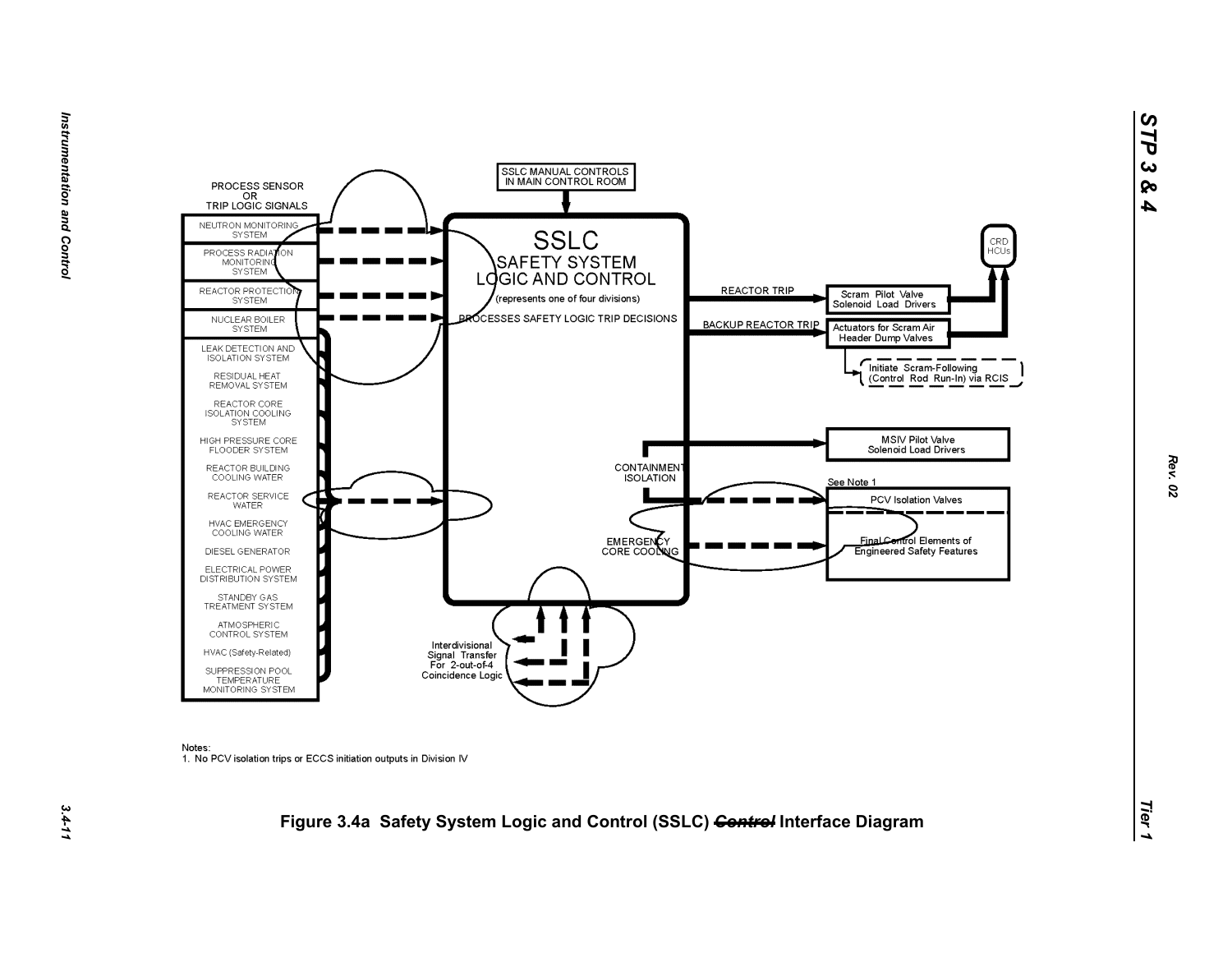PROCESS SENSOR OR TRIP LOGIC SIGNALS

- NEUTRON MONITORING SYSTEM
- PROCESS RADIATION MONITORING SYSTEM
- REACTOR PROTECTION SYSTEM
- NUCLEAR BOILER SYSTEM
- LEAK DETECTION AND ISOLATION SYSTEM
- RESIDUAL HEAT REMOVAL SYSTEM
- REACTOR CORE ISOLATION COOLING SYSTEM
- HIGH PRESSURE CORE FLOODER SYSTEM
- REACTOR BUILDING COOLING WATER
- REACTOR SERVICE WATER
- HVAC EMERGENCY COOLING WATER
- DIESEL GENERATOR
- ELECTRICAL POWER DISTRIBUTION SYSTEM
- STANDBY GAS TREATMENT SYSTEM
- ATMOSPHERIC CONTROL SYSTEM
- HVAC (Safety-Related)
- SUPPRESSION POOL TEMPERATURE MONITORING SYSTEM

SSLC MANUAL CONTROLS IN MAIN CONTROL ROOM

SSLC
SAFETY SYSTEM LOGIC AND CONTROL
(represents one of four divisions)
PROCESSES SAFETY LOGIC TRIP DECISIONS

REACTOR TRIP → Scram Pilot Valve Solenoid Load Drivers → CRD HCUs

BACKUP REACTOR TRIP → Actuators for Scram Air Header Dump Valves → CRD HCUs

Initiate Scram-Following (Control Rod Run-In) via RCIS

CONTAINMENT ISOLATION → MSIV Pilot Valve Solenoid Load Drivers

See Note 1

PCV Isolation Valves

EMERGENCY CORE COOLING → Final Control Elements of Engineered Safety Features

Interdivisional Signal Transfer For 2-out-of-4 Coincidence Logic

Notes:
1. No PCV isolation trips or ECCS initiation outputs in Division IV

**Figure 3.4a Safety System Logic and Control (SSLC) ~~Control~~ Interface Diagram**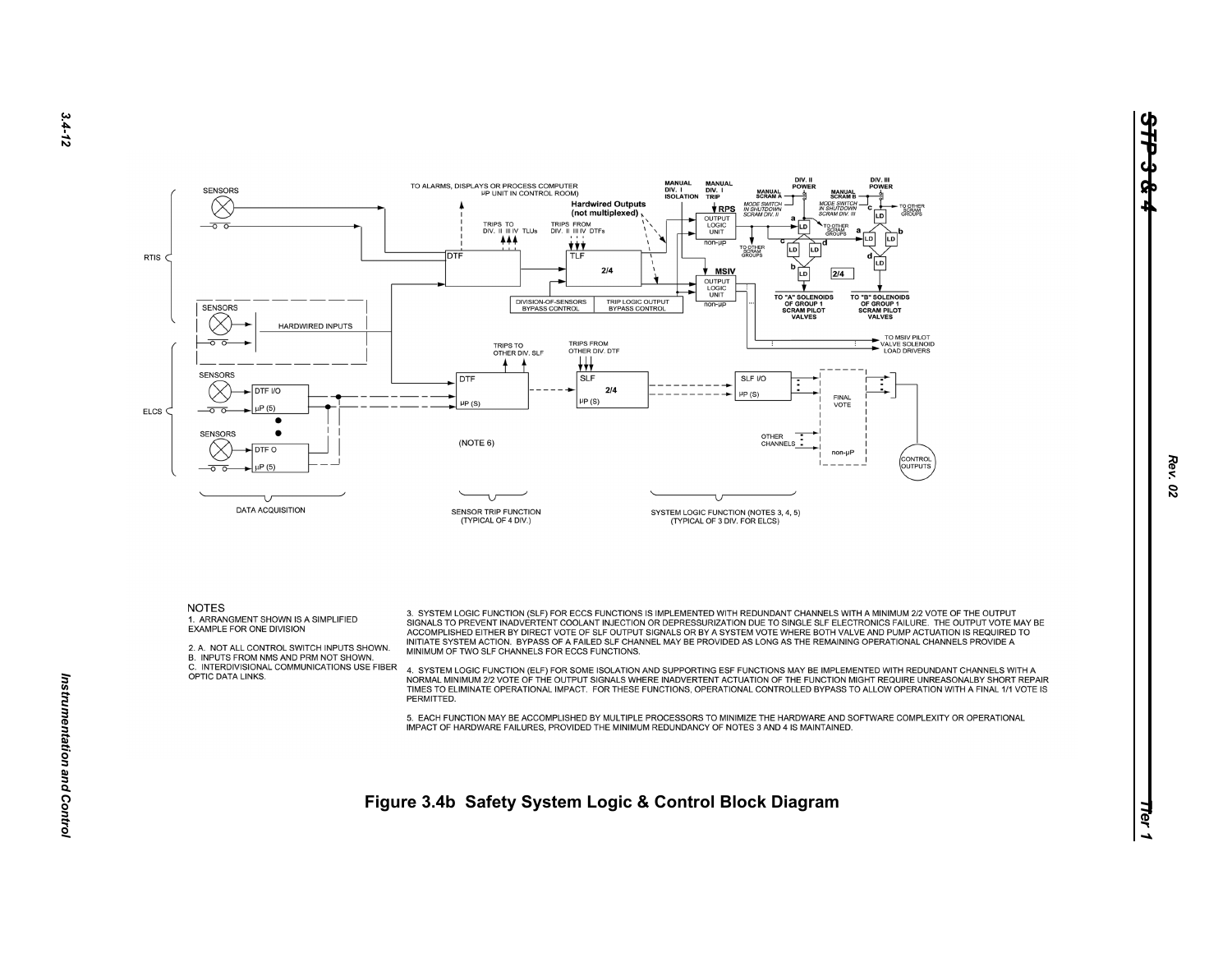RTIS

SENSORS

TO ALARMS, DISPLAYS OR PROCESS COMPUTER
μP UNIT IN CONTROL ROOM)

TRIPS TO
DIV. II III IV TLUs

TRIPS FROM
DIV. II III IV DTFs

Hardwired Outputs
(not multiplexed)

MANUAL
DIV. I
ISOLATION

MANUAL
DIV. I
TRIP

RPS

OUTPUT
LOGIC
UNIT

non-μP

MANUAL
SCRAM A

MODE SWITCH
IN SHUTDOWN
SCRAM DIV. II

DIV. II
POWER

MANUAL
SCRAM B

MODE SWITCH
IN SHUTDOWN
SCRAM DIV. III

DIV. III
POWER

TO OTHER
SCRAM
GROUPS

DTF

TLF

2/4

MSIV

OUTPUT
LOGIC
UNIT

non-μP

DIVISION-OF-SENSORS
BYPASS CONTROL

TRIP LOGIC OUTPUT
BYPASS CONTROL

LD

2/4

TO "A" SOLENOIDS
OF GROUP 1
SCRAM PILOT
VALVES

TO "B" SOLENOIDS
OF GROUP 1
SCRAM PILOT
VALVES

SENSORS

HARDWIRED INPUTS

TO MSIV PILOT
VALVE SOLENOID
LOAD DRIVERS

ELCS

SENSORS

DTF I/O

μP (5)

SENSORS

DTF O

μP (5)

TRIPS TO
OTHER DIV. SLF

TRIPS FROM
OTHER DIV. DTF

DTF

μP (S)

SLF

2/4

μP (S)

SLF I/O

μP (S)

FINAL
VOTE

OTHER
CHANNELS

non-μP

CONTROL
OUTPUTS

(NOTE 6)

DATA ACQUISITION

SENSOR TRIP FUNCTION
(TYPICAL OF 4 DIV.)

SYSTEM LOGIC FUNCTION (NOTES 3, 4, 5)
(TYPICAL OF 3 DIV. FOR ELCS)

NOTES

1. ARRANGMENT SHOWN IS A SIMPLIFIED EXAMPLE FOR ONE DIVISION

2. A. NOT ALL CONTROL SWITCH INPUTS SHOWN.
B. INPUTS FROM NMS AND PRM NOT SHOWN.
C. INTERDIVISIONAL COMMUNICATIONS USE FIBER OPTIC DATA LINKS.

3. SYSTEM LOGIC FUNCTION (SLF) FOR ECCS FUNCTIONS IS IMPLEMENTED WITH REDUNDANT CHANNELS WITH A MINIMUM 2/2 VOTE OF THE OUTPUT SIGNALS TO PREVENT INADVERTENT COOLANT INJECTION OR DEPRESSURIZATION DUE TO SINGLE SLF ELECTRONICS FAILURE. THE OUTPUT VOTE MAY BE ACCOMPLISHED EITHER BY DIRECT VOTE OF SLF OUTPUT SIGNALS OR BY A SYSTEM VOTE WHERE BOTH VALVE AND PUMP ACTUATION IS REQUIRED TO INITIATE SYSTEM ACTION. BYPASS OF A FAILED SLF CHANNEL MAY BE PROVIDED AS LONG AS THE REMAINING OPERATIONAL CHANNELS PROVIDE A MINIMUM OF TWO SLF CHANNELS FOR ECCS FUNCTIONS.

4. SYSTEM LOGIC FUNCTION (ELF) FOR SOME ISOLATION AND SUPPORTING ESF FUNCTIONS MAY BE IMPLEMENTED WITH REDUNDANT CHANNELS WITH A NORMAL MINIMUM 2/2 VOTE OF THE OUTPUT SIGNALS WHERE INADVERTENT ACTUATION OF THE FUNCTION MIGHT REQUIRE UNREASONALBY SHORT REPAIR TIMES TO ELIMINATE OPERATIONAL IMPACT. FOR THESE FUNCTIONS, OPERATIONAL CONTROLLED BYPASS TO ALLOW OPERATION WITH A FINAL 1/1 VOTE IS PERMITTED.

5. EACH FUNCTION MAY BE ACCOMPLISHED BY MULTIPLE PROCESSORS TO MINIMIZE THE HARDWARE AND SOFTWARE COMPLEXITY OR OPERATIONAL IMPACT OF HARDWARE FAILURES, PROVIDED THE MINIMUM REDUNDANCY OF NOTES 3 AND 4 IS MAINTAINED.

**Figure 3.4b Safety System Logic & Control Block Diagram**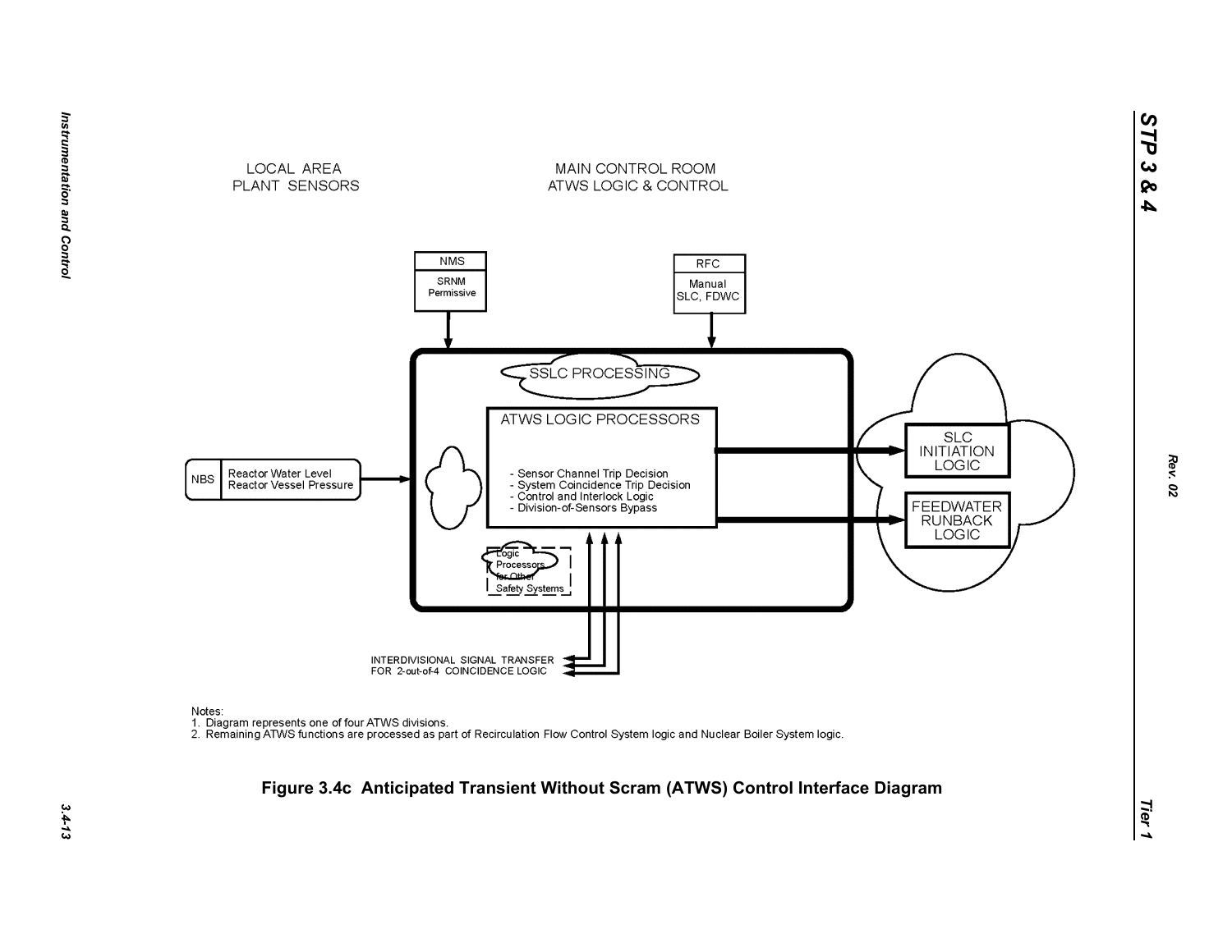LOCAL AREA
PLANT SENSORS

MAIN CONTROL ROOM
ATWS LOGIC & CONTROL

NMS
SRNM
Permissive

RFC
Manual
SLC, FDWC

SSLC PROCESSING

ATWS LOGIC PROCESSORS

- Sensor Channel Trip Decision
- System Coincidence Trip Decision
- Control and Interlock Logic
- Division-of-Sensors Bypass

NBS | Reactor Water Level
Reactor Vessel Pressure

Logic
Processors
for Other
Safety Systems

SLC
INITIATION
LOGIC

FEEDWATER
RUNBACK
LOGIC

INTERDIVISIONAL SIGNAL TRANSFER
FOR 2-out-of-4 COINCIDENCE LOGIC

Notes:
1. Diagram represents one of four ATWS divisions.
2. Remaining ATWS functions are processed as part of Recirculation Flow Control System logic and Nuclear Boiler System logic.

**Figure 3.4c Anticipated Transient Without Scram (ATWS) Control Interface Diagram**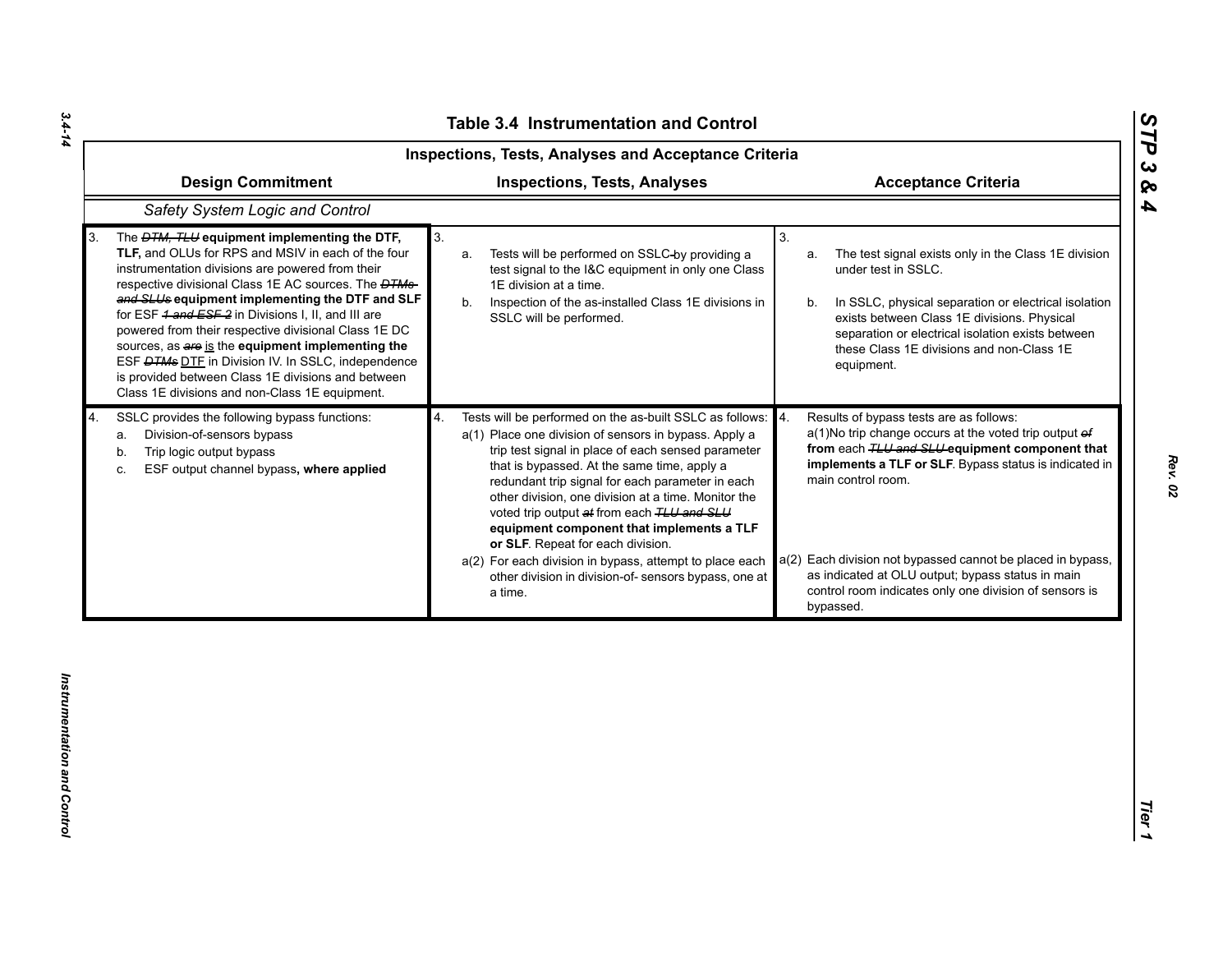## Table 3.4 Instrumentation and Control

### Inspections, Tests, Analyses and Acceptance Criteria

| Design Commitment | Inspections, Tests, Analyses | Acceptance Criteria |
|---|---|---|
| *Safety System Logic and Control* | | |
| 3. The ~~DTM, TLU~~ **equipment implementing the DTF, TLF,** and OLUs for RPS and MSIV in each of the four instrumentation divisions are powered from their respective divisional Class 1E AC sources. The ~~DTMs and SLUs~~ **equipment implementing the DTF and SLF** for ESF ~~1 and ESF 2~~ in Divisions I, II, and III are powered from their respective divisional Class 1E DC sources, as ~~are~~ is the **equipment implementing the** ESF ~~DTMs~~ DTF in Division IV. In SSLC, independence is provided between Class 1E divisions and between Class 1E divisions and non-Class 1E equipment. | 3.<br>a. Tests will be performed on SSLC by providing a test signal to the I&C equipment in only one Class 1E division at a time.<br>b. Inspection of the as-installed Class 1E divisions in SSLC will be performed. | 3.<br>a. The test signal exists only in the Class 1E division under test in SSLC.<br>b. In SSLC, physical separation or electrical isolation exists between Class 1E divisions. Physical separation or electrical isolation exists between these Class 1E divisions and non-Class 1E equipment. |
| 4. SSLC provides the following bypass functions:<br>a. Division-of-sensors bypass<br>b. Trip logic output bypass<br>c. ESF output channel bypass**, where applied** | 4. Tests will be performed on the as-built SSLC as follows:<br>a(1) Place one division of sensors in bypass. Apply a trip test signal in place of each sensed parameter that is bypassed. At the same time, apply a redundant trip signal for each parameter in each other division, one division at a time. Monitor the voted trip output ~~at~~ from each ~~TLU and SLU~~ **equipment component that implements a TLF or SLF**. Repeat for each division.<br>a(2) For each division in bypass, attempt to place each other division in division-of- sensors bypass, one at a time. | 4. Results of bypass tests are as follows:<br>a(1)No trip change occurs at the voted trip output ~~of~~ **from** each ~~TLU and SLU~~ **equipment component that implements a TLF or SLF**. Bypass status is indicated in main control room.<br>a(2) Each division not bypassed cannot be placed in bypass, as indicated at OLU output; bypass status in main control room indicates only one division of sensors is bypassed. |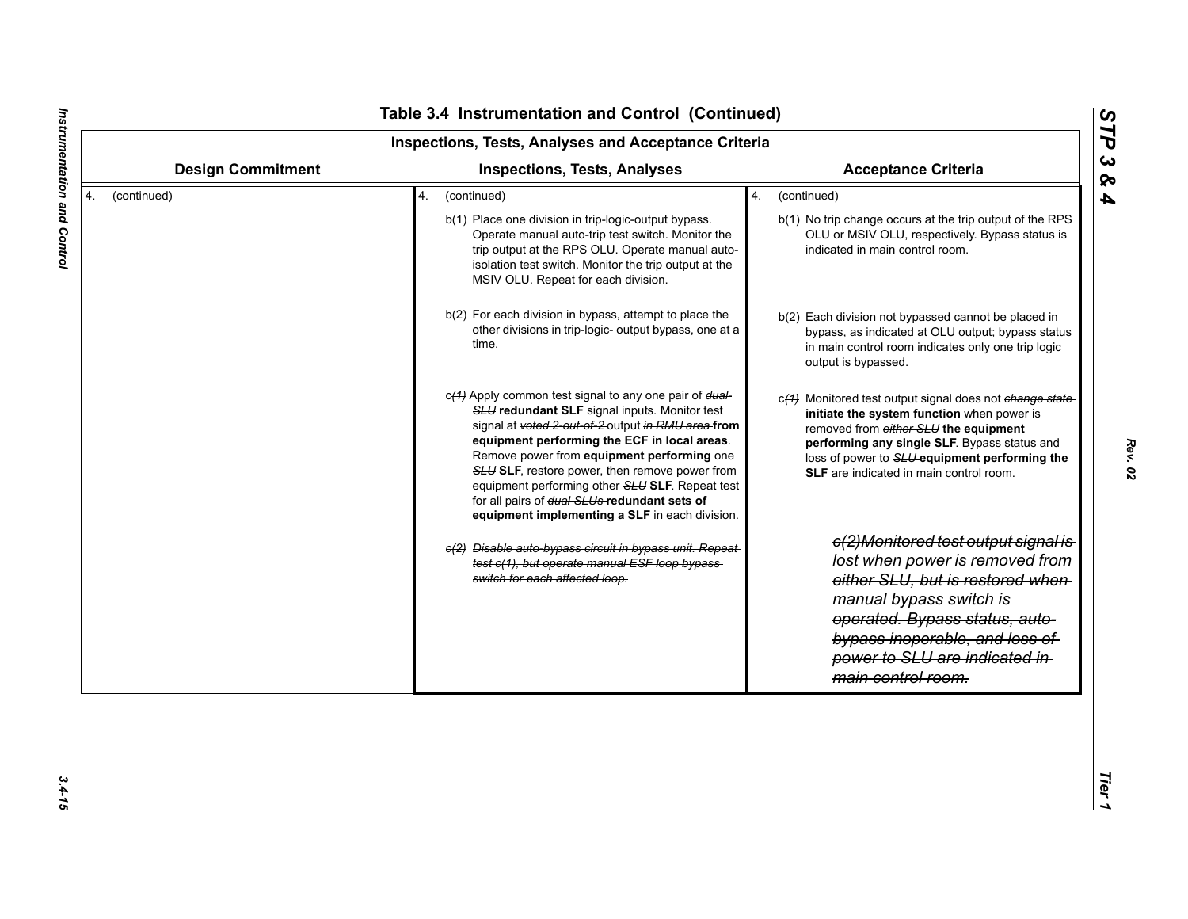# Table 3.4 Instrumentation and Control (Continued)

| Inspections, Tests, Analyses and Acceptance Criteria | | |
|---|---|---|
| **Design Commitment** | **Inspections, Tests, Analyses** | **Acceptance Criteria** |
| 4. (continued) | 4. (continued) | 4. (continued) |
| | b(1) Place one division in trip-logic-output bypass. Operate manual auto-trip test switch. Monitor the trip output at the RPS OLU. Operate manual auto-isolation test switch. Monitor the trip output at the MSIV OLU. Repeat for each division. | b(1) No trip change occurs at the trip output of the RPS OLU or MSIV OLU, respectively. Bypass status is indicated in main control room. |
| | b(2) For each division in bypass, attempt to place the other divisions in trip-logic- output bypass, one at a time. | b(2) Each division not bypassed cannot be placed in bypass, as indicated at OLU output; bypass status in main control room indicates only one trip logic output is bypassed. |
| | c~~(1)~~ Apply common test signal to any one pair of ~~dual-SLU~~ **redundant SLF** signal inputs. Monitor test signal at ~~voted 2-out-of-2~~ output ~~in RMU area~~ **from equipment performing the ECF in local areas**. Remove power from **equipment performing** one ~~SLU~~ **SLF**, restore power, then remove power from equipment performing other ~~SLU~~ **SLF**. Repeat test for all pairs of ~~dual SLUs~~ **redundant sets of equipment implementing a SLF** in each division. | c~~(1)~~ Monitored test output signal does not ~~change state~~ **initiate the system function** when power is removed from ~~either SLU~~ **the equipment performing any single SLF**. Bypass status and loss of power to ~~SLU~~ **equipment performing the SLF** are indicated in main control room. |
| | ~~*c(2) Disable auto-bypass circuit in bypass unit. Repeat test c(1), but operate manual ESF loop bypass switch for each affected loop.*~~ | ~~*c(2)Monitored test output signal is lost when power is removed from either SLU, but is restored when manual bypass switch is operated. Bypass status, auto-bypass inoperable, and loss of power to SLU are indicated in main control room.*~~ |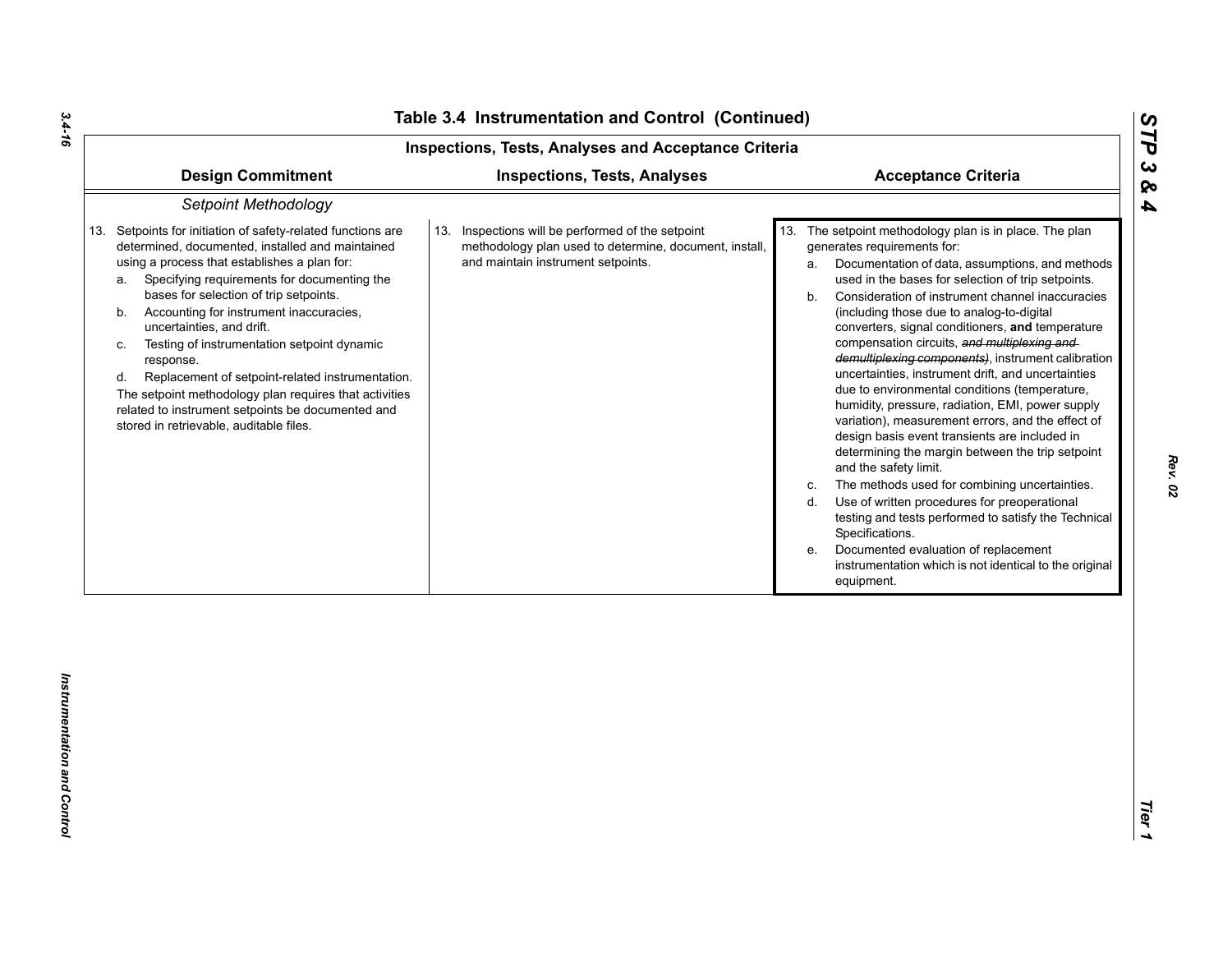## Table 3.4 Instrumentation and Control (Continued)

| Inspections, Tests, Analyses and Acceptance Criteria | | |
|---|---|---|
| **Design Commitment** | **Inspections, Tests, Analyses** | **Acceptance Criteria** |
| *Setpoint Methodology* | | |
| 13. Setpoints for initiation of safety-related functions are determined, documented, installed and maintained using a process that establishes a plan for:<br>a. Specifying requirements for documenting the bases for selection of trip setpoints.<br>b. Accounting for instrument inaccuracies, uncertainties, and drift.<br>c. Testing of instrumentation setpoint dynamic response.<br>d. Replacement of setpoint-related instrumentation.<br>The setpoint methodology plan requires that activities related to instrument setpoints be documented and stored in retrievable, auditable files. | 13. Inspections will be performed of the setpoint methodology plan used to determine, document, install, and maintain instrument setpoints. | 13. The setpoint methodology plan is in place. The plan generates requirements for:<br>a. Documentation of data, assumptions, and methods used in the bases for selection of trip setpoints.<br>b. Consideration of instrument channel inaccuracies (including those due to analog-to-digital converters, signal conditioners, **and** temperature compensation circuits, ~~*and multiplexing and demultiplexing components)*~~, instrument calibration uncertainties, instrument drift, and uncertainties due to environmental conditions (temperature, humidity, pressure, radiation, EMI, power supply variation), measurement errors, and the effect of design basis event transients are included in determining the margin between the trip setpoint and the safety limit.<br>c. The methods used for combining uncertainties.<br>d. Use of written procedures for preoperational testing and tests performed to satisfy the Technical Specifications.<br>e. Documented evaluation of replacement instrumentation which is not identical to the original equipment. |